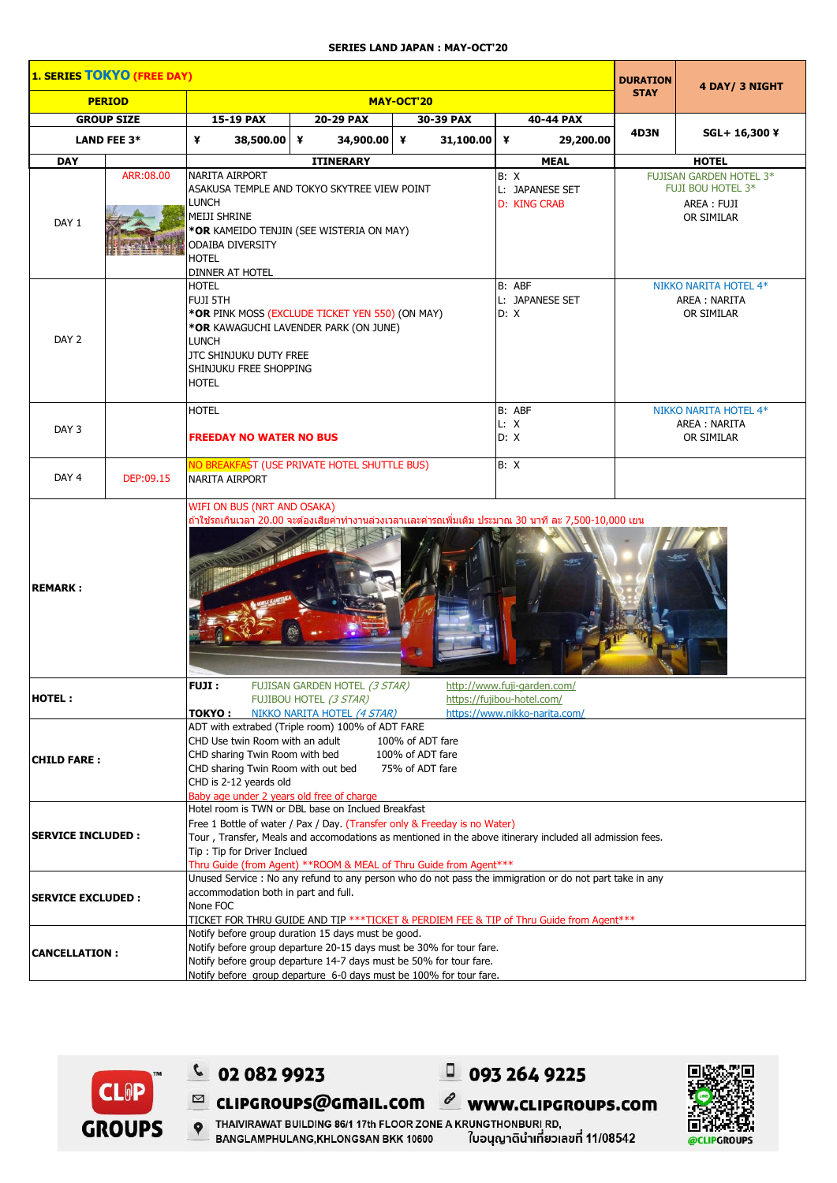# SERIES LAND JAPAN : MAY-OCT'20

| 1. SERIES TOKYO (FREE DAY) | | | | | | | DURATION STAY | 4 DAY/ 3 NIGHT |
|---|---|---|---|---|---|---|---|---|
| PERIOD | | MAY-OCT'20 | | | | | | |
| GROUP SIZE | | 15-19 PAX | 20-29 PAX | 30-39 PAX | 40-44 PAX | | 4D3N | SGL+ 16,300 ¥ |
| LAND FEE 3* | | ¥ 38,500.00 | ¥ 34,900.00 | ¥ 31,100.00 | ¥ 29,200.00 | | | |
| DAY | | ITINERARY | | | | MEAL | HOTEL | |
| DAY 1 | ARR:08.00 | NARITA AIRPORT<br>ASAKUSA TEMPLE AND TOKYO SKYTREE VIEW POINT<br>LUNCH<br>MEIJI SHRINE<br>**\*OR** KAMEIDO TENJIN (SEE WISTERIA ON MAY)<br>ODAIBA DIVERSITY<br>HOTEL<br>DINNER AT HOTEL | | | | B: X<br>L: JAPANESE SET<br>D: KING CRAB | FUJISAN GARDEN HOTEL 3*<br>FUJI BOU HOTEL 3*<br>AREA : FUJI<br>OR SIMILAR | |
| DAY 2 | | HOTEL<br>FUJI 5TH<br>**\*OR** PINK MOSS (EXCLUDE TICKET YEN 550) (ON MAY)<br>**\*OR** KAWAGUCHI LAVENDER PARK (ON JUNE)<br>LUNCH<br>JTC SHINJUKU DUTY FREE<br>SHINJUKU FREE SHOPPING<br>HOTEL | | | | B: ABF<br>L: JAPANESE SET<br>D: X | NIKKO NARITA HOTEL 4*<br>AREA : NARITA<br>OR SIMILAR | |
| DAY 3 | | HOTEL<br>**FREEDAY NO WATER NO BUS** | | | | B: ABF<br>L: X<br>D: X | NIKKO NARITA HOTEL 4*<br>AREA : NARITA<br>OR SIMILAR | |
| DAY 4 | DEP:09.15 | NO BREAKFAST (USE PRIVATE HOTEL SHUTTLE BUS)<br>NARITA AIRPORT | | | | B: X | | |

**REMARK :**
WIFI ON BUS (NRT AND OSAKA)
ถ้าใช้รถเกินเวลา 20.00 จะต้องเสียค่าทำงานล่วงเวลาและค่ารถเพิ่มเติม ประมาณ 30 นาที ละ 7,500-10,000 เยน

**HOTEL :**

| | | |
|---|---|---|
| **FUJI :** | FUJISAN GARDEN HOTEL *(3 STAR)* | http://www.fuji-garden.com/ |
| | FUJIBOU HOTEL *(3 STAR)* | https://fujibou-hotel.com/ |
| **TOKYO :** | NIKKO NARITA HOTEL *(4 STAR)* | https://www.nikko-narita.com/ |

**CHILD FARE :**
- ADT with extrabed (Triple room) 100% of ADT FARE
- CHD Use twin Room with an adult 100% of ADT fare
- CHD sharing Twin Room with bed 100% of ADT fare
- CHD sharing Twin Room with out bed 75% of ADT fare
- CHD is 2-12 yeards old
- Baby age under 2 years old free of charge

**SERVICE INCLUDED :**
- Hotel room is TWN or DBL base on Inclued Breakfast
- Free 1 Bottle of water / Pax / Day. (Transfer only & Freeday is no Water)
- Tour , Transfer, Meals and accomodations as mentioned in the above itinerary included all admission fees.
- Tip : Tip for Driver Inclued
- Thru Guide (from Agent) \*\*ROOM & MEAL of Thru Guide from Agent\*\*\*

**SERVICE EXCLUDED :**
- Unused Service : No any refund to any person who do not pass the immigration or do not part take in any accommodation both in part and full.
- None FOC
- TICKET FOR THRU GUIDE AND TIP \*\*\*TICKET & PERDIEM FEE & TIP of Thru Guide from Agent\*\*\*

**CANCELLATION :**
- Notify before group duration 15 days must be good.
- Notify before group departure 20-15 days must be 30% for tour fare.
- Notify before group departure 14-7 days must be 50% for tour fare.
- Notify before group departure 6-0 days must be 100% for tour fare.

CLIP GROUPS
02 082 9923 | 093 264 9225
clipgroups@gmail.com | www.clipgroups.com
THAIVIRAWAT BUILDING 86/1 17th FLOOR ZONE A KRUNGTHONBURI RD, BANGLAMPHULANG,KHLONGSAN BKK 10600
ใบอนุญาตินำเที่ยวเลขที่ 11/08542
@CLIPGROUPS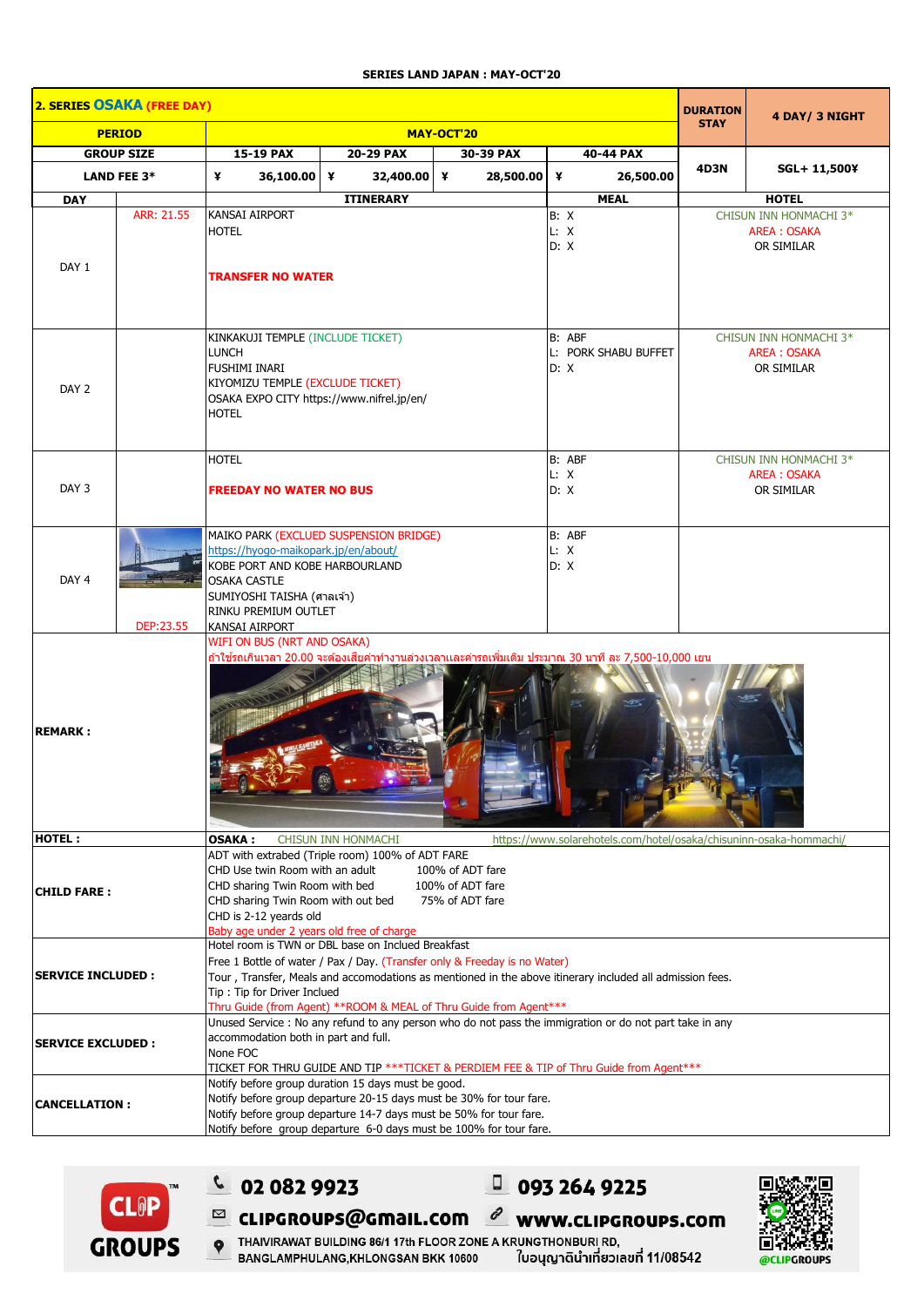**SERIES LAND JAPAN : MAY-OCT'20**

| **2. SERIES OSAKA (FREE DAY)** | | | | | | | **DURATION STAY** | **4 DAY/ 3 NIGHT** |
|---|---|---|---|---|---|---|---|---|
| **PERIOD** | | **MAY-OCT'20** | | | | | | |
| **GROUP SIZE** | | **15-19 PAX** | **20-29 PAX** | **30-39 PAX** | **40-44 PAX** | | **4D3N** | **SGL+ 11,500¥** |
| **LAND FEE 3*** | | ¥ 36,100.00 | ¥ 32,400.00 | ¥ 28,500.00 | ¥ 26,500.00 | | | |
| **DAY** | | **ITINERARY** | | | | **MEAL** | **HOTEL** | |
| DAY 1 | ARR: 21.55 | KANSAI AIRPORT<br>HOTEL<br>**TRANSFER NO WATER** | | | | B: X<br>L: X<br>D: X | CHISUN INN HONMACHI 3*<br>AREA : OSAKA<br>OR SIMILAR | |
| DAY 2 | | KINKAKUJI TEMPLE (INCLUDE TICKET)<br>LUNCH<br>FUSHIMI INARI<br>KIYOMIZU TEMPLE (EXCLUDE TICKET)<br>OSAKA EXPO CITY https://www.nifrel.jp/en/<br>HOTEL | | | | B: ABF<br>L: PORK SHABU BUFFET<br>D: X | CHISUN INN HONMACHI 3*<br>AREA : OSAKA<br>OR SIMILAR | |
| DAY 3 | | HOTEL<br>**FREEDAY NO WATER NO BUS** | | | | B: ABF<br>L: X<br>D: X | CHISUN INN HONMACHI 3*<br>AREA : OSAKA<br>OR SIMILAR | |
| DAY 4 | DEP:23.55 | MAIKO PARK (EXCLUDED SUSPENSION BRIDGE)<br>https://hyogo-maikopark.jp/en/about/<br>KOBE PORT AND KOBE HARBOURLAND<br>OSAKA CASTLE<br>SUMIYOSHI TAISHA (ศาลเจ้า)<br>RINKU PREMIUM OUTLET<br>KANSAI AIRPORT | | | | B: ABF<br>L: X<br>D: X | | |
| **REMARK :** | | WIFI ON BUS (NRT AND OSAKA)<br>ถ้าใช้รถเกินเวลา 20.00 จะต้องเสียค่าทำงานล่วงเวลาและค่ารถเพิ่มเติม ประมาณ 30 นาที ละ 7,500-10,000 เยน | | | | | | |
| **HOTEL :** | | **OSAKA :** CHISUN INN HONMACHI https://www.solarehotels.com/hotel/osaka/chisuninn-osaka-hommachi/ | | | | | | |
| **CHILD FARE :** | | ADT with extrabed (Triple room) 100% of ADT FARE<br>CHD Use twin Room with an adult 100% of ADT fare<br>CHD sharing Twin Room with bed 100% of ADT fare<br>CHD sharing Twin Room with out bed 75% of ADT fare<br>CHD is 2-12 yeards old<br>Baby age under 2 years old free of charge | | | | | | |
| **SERVICE INCLUDED :** | | Hotel room is TWN or DBL base on Inclued Breakfast<br>Free 1 Bottle of water / Pax / Day. (Transfer only & Freeday is no Water)<br>Tour , Transfer, Meals and accomodations as mentioned in the above itinerary included all admission fees.<br>Tip : Tip for Driver Inclued<br>Thru Guide (from Agent) **ROOM & MEAL of Thru Guide from Agent*** | | | | | | |
| **SERVICE EXCLUDED :** | | Unused Service : No any refund to any person who do not pass the immigration or do not part take in any accommodation both in part and full.<br>None FOC<br>TICKET FOR THRU GUIDE AND TIP ***TICKET & PERDIEM FEE & TIP of Thru Guide from Agent*** | | | | | | |
| **CANCELLATION :** | | Notify before group duration 15 days must be good.<br>Notify before group departure 20-15 days must be 30% for tour fare.<br>Notify before group departure 14-7 days must be 50% for tour fare.<br>Notify before group departure 6-0 days must be 100% for tour fare. | | | | | | |

CLIP GROUPS

02 082 9923 | 093 264 9225

clipgroups@gmail.com | www.clipgroups.com

THAIVIRAWAT BUILDING 86/1 17th FLOOR ZONE A KRUNGTHONBURI RD, BANGLAMPHULANG,KHLONGSAN BKK 10600

ใบอนุญาตินำเที่ยวเลขที่ 11/08542

@CLIPGROUPS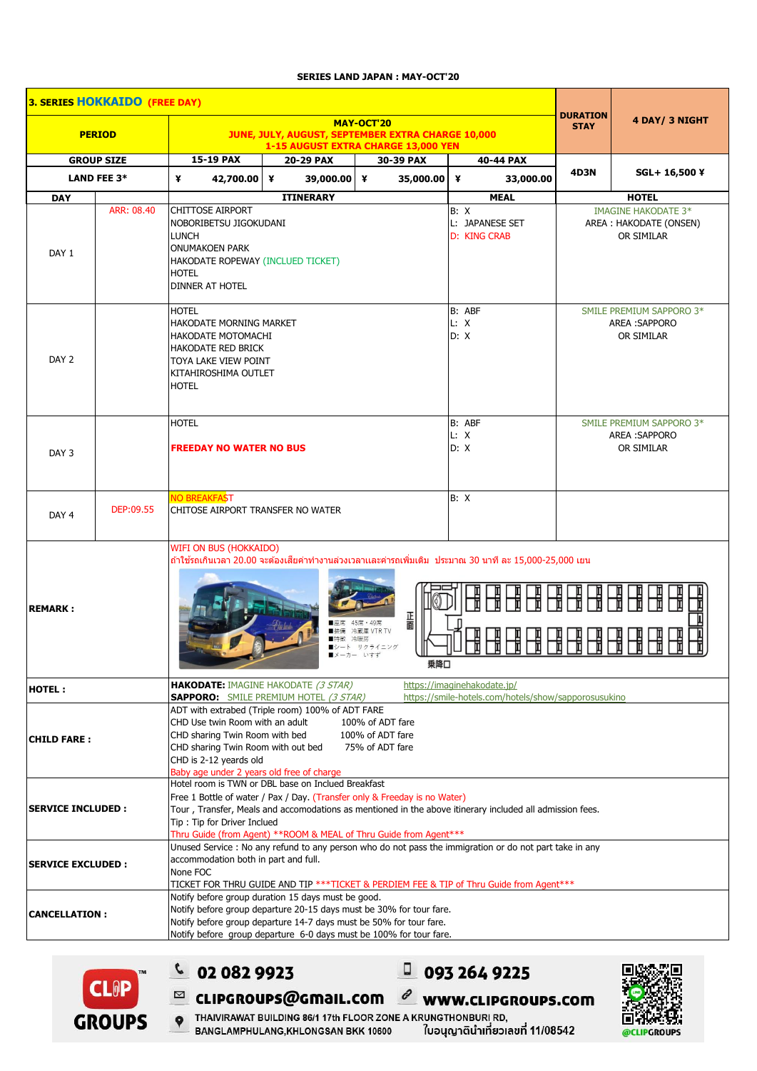**SERIES LAND JAPAN : MAY-OCT'20**

| **3. SERIES HOKKAIDO (FREE DAY)** | | | | | | | **DURATION STAY** | **4 DAY/ 3 NIGHT** |
|---|---|---|---|---|---|---|---|---|
| **PERIOD** | | **MAY-OCT'20 JUNE, JULY, AUGUST, SEPTEMBER EXTRA CHARGE 10,000 1-15 AUGUST EXTRA CHARGE 13,000 YEN** | | | | | | |
| **GROUP SIZE** | | **15-19 PAX** | **20-29 PAX** | **30-39 PAX** | **40-44 PAX** | | **4D3N** | **SGL+ 16,500 ¥** |
| **LAND FEE 3*** | | ¥ 42,700.00 | ¥ 39,000.00 | ¥ 35,000.00 | ¥ 33,000.00 | | | |

| **DAY** | | **ITINERARY** | **MEAL** | **HOTEL** |
|---|---|---|---|---|
| DAY 1 | ARR: 08.40 | CHITTOSE AIRPORT<br>NOBORIBETSU JIGOKUDANI<br>LUNCH<br>ONUMAKOEN PARK<br>HAKODATE ROPEWAY (INCLUED TICKET)<br>HOTEL<br>DINNER AT HOTEL | B: X<br>L: JAPANESE SET<br>D: KING CRAB | IMAGINE HAKODATE 3*<br>AREA : HAKODATE (ONSEN)<br>OR SIMILAR |
| DAY 2 | | HOTEL<br>HAKODATE MORNING MARKET<br>HAKODATE MOTOMACHI<br>HAKODATE RED BRICK<br>TOYA LAKE VIEW POINT<br>KITAHIROSHIMA OUTLET<br>HOTEL | B: ABF<br>L: X<br>D: X | SMILE PREMIUM SAPPORO 3*<br>AREA :SAPPORO<br>OR SIMILAR |
| DAY 3 | | HOTEL<br>**FREEDAY NO WATER NO BUS** | B: ABF<br>L: X<br>D: X | SMILE PREMIUM SAPPORO 3*<br>AREA :SAPPORO<br>OR SIMILAR |
| DAY 4 | DEP:09.55 | NO BREAKFAST<br>CHITOSE AIRPORT TRANSFER NO WATER | B: X | |

**REMARK :**

WIFI ON BUS (HOKKAIDO)
ถ้าใช้รถเกินเวลา 20.00 จะต้องเสียค่าทำงานล่วงเวลาและค่ารถเพิ่มเติม ประมาณ 30 นาที ละ 15,000-25,000 เยน

■座席 45席・49席
■装備 冷蔵庫 VTR TV
■特徴 冷暖房
■シート リクライニング
■メーカー いすず

正面
乗降口

**HOTEL :**

**HAKODATE:** IMAGINE HAKODATE *(3 STAR)* https://imaginehakodate.jp/
**SAPPORO:** SMILE PREMIUM HOTEL *(3 STAR)* https://smile-hotels.com/hotels/show/sapporosusukino

**CHILD FARE :**

| | |
|---|---|
| ADT with extrabed (Triple room) 100% of ADT FARE | |
| CHD Use twin Room with an adult | 100% of ADT fare |
| CHD sharing Twin Room with bed | 100% of ADT fare |
| CHD sharing Twin Room with out bed | 75% of ADT fare |
| CHD is 2-12 yeards old | |
| Baby age under 2 years old free of charge | |

**SERVICE INCLUDED :**

Hotel room is TWN or DBL base on Inclued Breakfast
Free 1 Bottle of water / Pax / Day. (Transfer only & Freeday is no Water)
Tour , Transfer, Meals and accomodations as mentioned in the above itinerary included all admission fees.
Tip : Tip for Driver Inclued
Thru Guide (from Agent) **ROOM & MEAL of Thru Guide from Agent***

**SERVICE EXCLUDED :**

Unused Service : No any refund to any person who do not pass the immigration or do not part take in any accommodation both in part and full.
None FOC
TICKET FOR THRU GUIDE AND TIP ***TICKET & PERDIEM FEE & TIP of Thru Guide from Agent***

**CANCELLATION :**

Notify before group duration 15 days must be good.
Notify before group departure 20-15 days must be 30% for tour fare.
Notify before group departure 14-7 days must be 50% for tour fare.
Notify before group departure 6-0 days must be 100% for tour fare.

CLIP GROUPS
02 082 9923
093 264 9225
clipgroups@gmail.com
www.clipgroups.com
THAIVIRAWAT BUILDING 86/1 17th FLOOR ZONE A KRUNGTHONBURI RD, BANGLAMPHULANG,KHLONGSAN BKK 10600
ใบอนุญาตินำเที่ยวเลขที่ 11/08542
@CLIPGROUPS